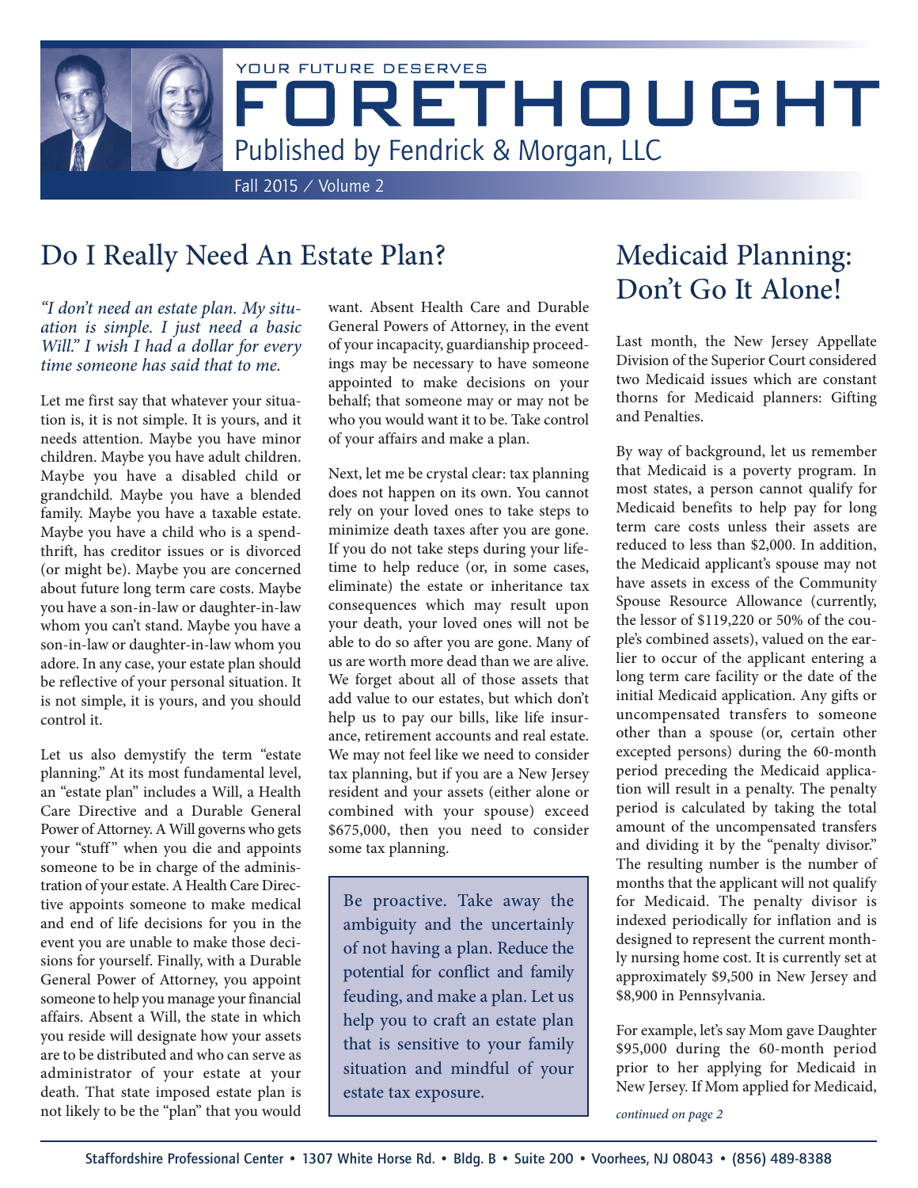YOUR FUTURE DERSERVES

# FORETHOUGHT

Published by Fendrick & Morgan, LLC

Fall 2015 / Volume 2

## Do I Really Need An Estate Plan?

*"I don't need an estate plan. My situation is simple. I just need a basic Will." I wish I had a dollar for every time someone has said that to me.*

Let me first say that whatever your situation is, it is not simple. It is yours, and it needs attention. Maybe you have minor children. Maybe you have adult children. Maybe you have a disabled child or grandchild. Maybe you have a blended family. Maybe you have a taxable estate. Maybe you have a child who is a spendthrift, has creditor issues or is divorced (or might be). Maybe you are concerned about future long term care costs. Maybe you have a son-in-law or daughter-in-law whom you can't stand. Maybe you have a son-in-law or daughter-in-law whom you adore. In any case, your estate plan should be reflective of your personal situation. It is not simple, it is yours, and you should control it.

Let us also demystify the term "estate planning." At its most fundamental level, an "estate plan" includes a Will, a Health Care Directive and a Durable General Power of Attorney. A Will governs who gets your "stuff" when you die and appoints someone to be in charge of the administration of your estate. A Health Care Directive appoints someone to make medical and end of life decisions for you in the event you are unable to make those decisions for yourself. Finally, with a Durable General Power of Attorney, you appoint someone to help you manage your financial affairs. Absent a Will, the state in which you reside will designate how your assets are to be distributed and who can serve as administrator of your estate at your death. That state imposed estate plan is not likely to be the "plan" that you would want. Absent Health Care and Durable General Powers of Attorney, in the event of your incapacity, guardianship proceedings may be necessary to have someone appointed to make decisions on your behalf; that someone may or may not be who you would want it to be. Take control of your affairs and make a plan.

Next, let me be crystal clear: tax planning does not happen on its own. You cannot rely on your loved ones to take steps to minimize death taxes after you are gone. If you do not take steps during your lifetime to help reduce (or, in some cases, eliminate) the estate or inheritance tax consequences which may result upon your death, your loved ones will not be able to do so after you are gone. Many of us are worth more dead than we are alive. We forget about all of those assets that add value to our estates, but which don't help us to pay our bills, like life insurance, retirement accounts and real estate. We may not feel like we need to consider tax planning, but if you are a New Jersey resident and your assets (either alone or combined with your spouse) exceed $675,000, then you need to consider some tax planning.

> Be proactive. Take away the ambiguity and the uncertainly of not having a plan. Reduce the potential for conflict and family feuding, and make a plan. Let us help you to craft an estate plan that is sensitive to your family situation and mindful of your estate tax exposure.

## Medicaid Planning: Don't Go It Alone!

Last month, the New Jersey Appellate Division of the Superior Court considered two Medicaid issues which are constant thorns for Medicaid planners: Gifting and Penalties.

By way of background, let us remember that Medicaid is a poverty program. In most states, a person cannot qualify for Medicaid benefits to help pay for long term care costs unless their assets are reduced to less than $2,000. In addition, the Medicaid applicant's spouse may not have assets in excess of the Community Spouse Resource Allowance (currently, the lessor of $119,220 or 50% of the couple's combined assets), valued on the earlier to occur of the applicant entering a long term care facility or the date of the initial Medicaid application. Any gifts or uncompensated transfers to someone other than a spouse (or, certain other excepted persons) during the 60-month period preceding the Medicaid application will result in a penalty. The penalty period is calculated by taking the total amount of the uncompensated transfers and dividing it by the "penalty divisor." The resulting number is the number of months that the applicant will not qualify for Medicaid. The penalty divisor is indexed periodically for inflation and is designed to represent the current monthly nursing home cost. It is currently set at approximately $9,500 in New Jersey and $8,900 in Pennsylvania.

For example, let's say Mom gave Daughter $95,000 during the 60-month period prior to her applying for Medicaid in New Jersey. If Mom applied for Medicaid,

*continued on page 2*

Staffordshire Professional Center • 1307 White Horse Rd. • Bldg. B • Suite 200 • Voorhees, NJ 08043 • (856) 489-8388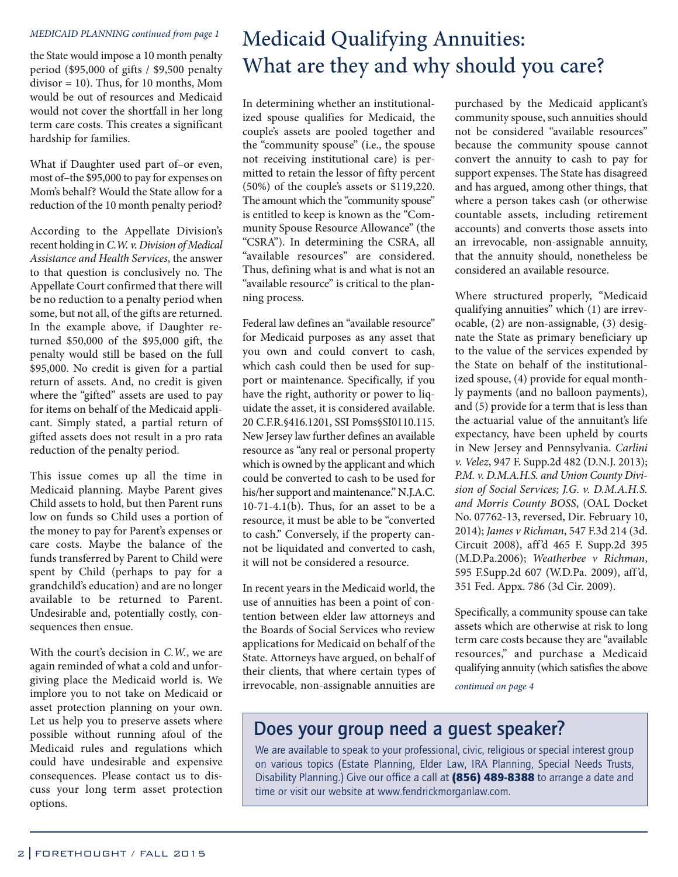*MEDICAID PLANNING continued from page 1*

the State would impose a 10 month penalty period ($95,000 of gifts / $9,500 penalty divisor = 10). Thus, for 10 months, Mom would be out of resources and Medicaid would not cover the shortfall in her long term care costs. This creates a significant hardship for families.

What if Daughter used part of–or even, most of–the $95,000 to pay for expenses on Mom's behalf? Would the State allow for a reduction of the 10 month penalty period?

According to the Appellate Division's recent holding in *C.W. v. Division of Medical Assistance and Health Services*, the answer to that question is conclusively no. The Appellate Court confirmed that there will be no reduction to a penalty period when some, but not all, of the gifts are returned. In the example above, if Daughter returned $50,000 of the $95,000 gift, the penalty would still be based on the full $95,000. No credit is given for a partial return of assets. And, no credit is given where the "gifted" assets are used to pay for items on behalf of the Medicaid applicant. Simply stated, a partial return of gifted assets does not result in a pro rata reduction of the penalty period.

This issue comes up all the time in Medicaid planning. Maybe Parent gives Child assets to hold, but then Parent runs low on funds so Child uses a portion of the money to pay for Parent's expenses or care costs. Maybe the balance of the funds transferred by Parent to Child were spent by Child (perhaps to pay for a grandchild's education) and are no longer available to be returned to Parent. Undesirable and, potentially costly, consequences then ensue.

With the court's decision in *C.W.*, we are again reminded of what a cold and unforgiving place the Medicaid world is. We implore you to not take on Medicaid or asset protection planning on your own. Let us help you to preserve assets where possible without running afoul of the Medicaid rules and regulations which could have undesirable and expensive consequences. Please contact us to discuss your long term asset protection options.

# Medicaid Qualifying Annuities: What are they and why should you care?

In determining whether an institutionalized spouse qualifies for Medicaid, the couple's assets are pooled together and the "community spouse" (i.e., the spouse not receiving institutional care) is permitted to retain the lessor of fifty percent (50%) of the couple's assets or $119,220. The amount which the "community spouse" is entitled to keep is known as the "Community Spouse Resource Allowance" (the "CSRA"). In determining the CSRA, all "available resources" are considered. Thus, defining what is and what is not an "available resource" is critical to the planning process.

Federal law defines an "available resource" for Medicaid purposes as any asset that you own and could convert to cash, which cash could then be used for support or maintenance. Specifically, if you have the right, authority or power to liquidate the asset, it is considered available. 20 C.F.R.§416.1201, SSI Poms§SI0110.115. New Jersey law further defines an available resource as "any real or personal property which is owned by the applicant and which could be converted to cash to be used for his/her support and maintenance." N.J.A.C. 10-71-4.1(b). Thus, for an asset to be a resource, it must be able to be "converted to cash." Conversely, if the property cannot be liquidated and converted to cash, it will not be considered a resource.

In recent years in the Medicaid world, the use of annuities has been a point of contention between elder law attorneys and the Boards of Social Services who review applications for Medicaid on behalf of the State. Attorneys have argued, on behalf of their clients, that where certain types of irrevocable, non-assignable annuities are purchased by the Medicaid applicant's community spouse, such annuities should not be considered "available resources" because the community spouse cannot convert the annuity to cash to pay for support expenses. The State has disagreed and has argued, among other things, that where a person takes cash (or otherwise countable assets, including retirement accounts) and converts those assets into an irrevocable, non-assignable annuity, that the annuity should, nonetheless be considered an available resource.

Where structured properly, "Medicaid qualifying annuities" which (1) are irrevocable, (2) are non-assignable, (3) designate the State as primary beneficiary up to the value of the services expended by the State on behalf of the institutionalized spouse, (4) provide for equal monthly payments (and no balloon payments), and (5) provide for a term that is less than the actuarial value of the annuitant's life expectancy, have been upheld by courts in New Jersey and Pennsylvania. *Carlini v. Velez*, 947 F. Supp.2d 482 (D.N.J. 2013); *P.M. v. D.M.A.H.S. and Union County Division of Social Services; J.G. v. D.M.A.H.S. and Morris County BOSS*, (OAL Docket No. 07762-13, reversed, Dir. February 10, 2014); *James v Richman*, 547 F.3d 214 (3d. Circuit 2008), aff'd 465 F. Supp.2d 395 (M.D.Pa.2006); *Weatherbee v Richman*, 595 F.Supp.2d 607 (W.D.Pa. 2009), aff'd, 351 Fed. Appx. 786 (3d Cir. 2009).

Specifically, a community spouse can take assets which are otherwise at risk to long term care costs because they are "available resources," and purchase a Medicaid qualifying annuity (which satisfies the above

*continued on page 4*

## Does your group need a guest speaker?

We are available to speak to your professional, civic, religious or special interest group on various topics (Estate Planning, Elder Law, IRA Planning, Special Needs Trusts, Disability Planning.) Give our office a call at **(856) 489-8388** to arrange a date and time or visit our website at www.fendrickmorganlaw.com.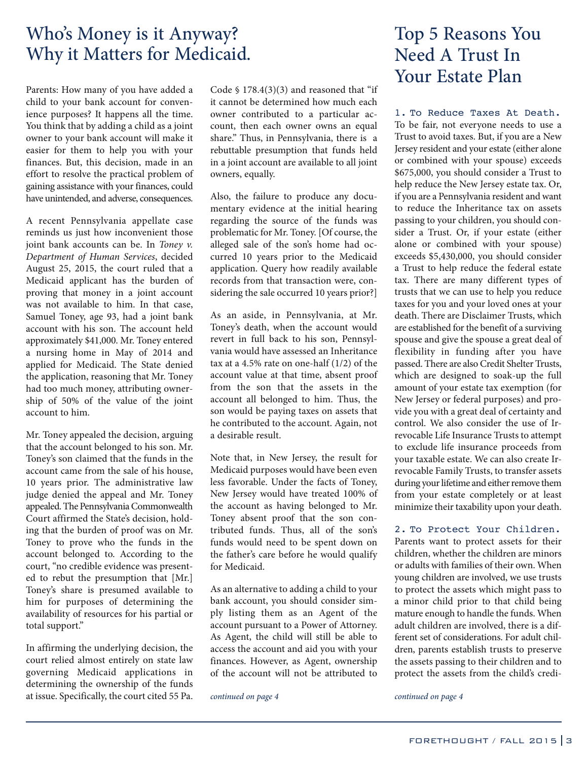# Who's Money is it Anyway? Why it Matters for Medicaid.

Parents: How many of you have added a child to your bank account for convenience purposes? It happens all the time. You think that by adding a child as a joint owner to your bank account will make it easier for them to help you with your finances. But, this decision, made in an effort to resolve the practical problem of gaining assistance with your finances, could have unintended, and adverse, consequences.

A recent Pennsylvania appellate case reminds us just how inconvenient those joint bank accounts can be. In *Toney v. Department of Human Services*, decided August 25, 2015, the court ruled that a Medicaid applicant has the burden of proving that money in a joint account was not available to him. In that case, Samuel Toney, age 93, had a joint bank account with his son. The account held approximately $41,000. Mr. Toney entered a nursing home in May of 2014 and applied for Medicaid. The State denied the application, reasoning that Mr. Toney had too much money, attributing ownership of 50% of the value of the joint account to him.

Mr. Toney appealed the decision, arguing that the account belonged to his son. Mr. Toney's son claimed that the funds in the account came from the sale of his house, 10 years prior. The administrative law judge denied the appeal and Mr. Toney appealed. The Pennsylvania Commonwealth Court affirmed the State's decision, holding that the burden of proof was on Mr. Toney to prove who the funds in the account belonged to. According to the court, "no credible evidence was presented to rebut the presumption that [Mr.] Toney's share is presumed available to him for purposes of determining the availability of resources for his partial or total support."

In affirming the underlying decision, the court relied almost entirely on state law governing Medicaid applications in determining the ownership of the funds at issue. Specifically, the court cited 55 Pa. Code § 178.4(3)(3) and reasoned that "if it cannot be determined how much each owner contributed to a particular account, then each owner owns an equal share." Thus, in Pennsylvania, there is a rebuttable presumption that funds held in a joint account are available to all joint owners, equally.

Also, the failure to produce any documentary evidence at the initial hearing regarding the source of the funds was problematic for Mr. Toney. [Of course, the alleged sale of the son's home had occurred 10 years prior to the Medicaid application. Query how readily available records from that transaction were, considering the sale occurred 10 years prior?]

As an aside, in Pennsylvania, at Mr. Toney's death, when the account would revert in full back to his son, Pennsylvania would have assessed an Inheritance tax at a 4.5% rate on one-half (1/2) of the account value at that time, absent proof from the son that the assets in the account all belonged to him. Thus, the son would be paying taxes on assets that he contributed to the account. Again, not a desirable result.

Note that, in New Jersey, the result for Medicaid purposes would have been even less favorable. Under the facts of Toney, New Jersey would have treated 100% of the account as having belonged to Mr. Toney absent proof that the son contributed funds. Thus, all of the son's funds would need to be spent down on the father's care before he would qualify for Medicaid.

As an alternative to adding a child to your bank account, you should consider simply listing them as an Agent of the account pursuant to a Power of Attorney. As Agent, the child will still be able to access the account and aid you with your finances. However, as Agent, ownership of the account will not be attributed to

*continued on page 4*

# Top 5 Reasons You Need A Trust In Your Estate Plan

**1. To Reduce Taxes At Death.** To be fair, not everyone needs to use a Trust to avoid taxes. But, if you are a New Jersey resident and your estate (either alone or combined with your spouse) exceeds $675,000, you should consider a Trust to help reduce the New Jersey estate tax. Or, if you are a Pennsylvania resident and want to reduce the Inheritance tax on assets passing to your children, you should consider a Trust. Or, if your estate (either alone or combined with your spouse) exceeds $5,430,000, you should consider a Trust to help reduce the federal estate tax. There are many different types of trusts that we can use to help you reduce taxes for you and your loved ones at your death. There are Disclaimer Trusts, which are established for the benefit of a surviving spouse and give the spouse a great deal of flexibility in funding after you have passed. There are also Credit Shelter Trusts, which are designed to soak-up the full amount of your estate tax exemption (for New Jersey or federal purposes) and provide you with a great deal of certainty and control. We also consider the use of Irrevocable Life Insurance Trusts to attempt to exclude life insurance proceeds from your taxable estate. We can also create Irrevocable Family Trusts, to transfer assets during your lifetime and either remove them from your estate completely or at least minimize their taxability upon your death.

**2. To Protect Your Children.** Parents want to protect assets for their children, whether the children are minors or adults with families of their own. When young children are involved, we use trusts to protect the assets which might pass to a minor child prior to that child being mature enough to handle the funds. When adult children are involved, there is a different set of considerations. For adult children, parents establish trusts to preserve the assets passing to their children and to protect the assets from the child's credi-

*continued on page 4*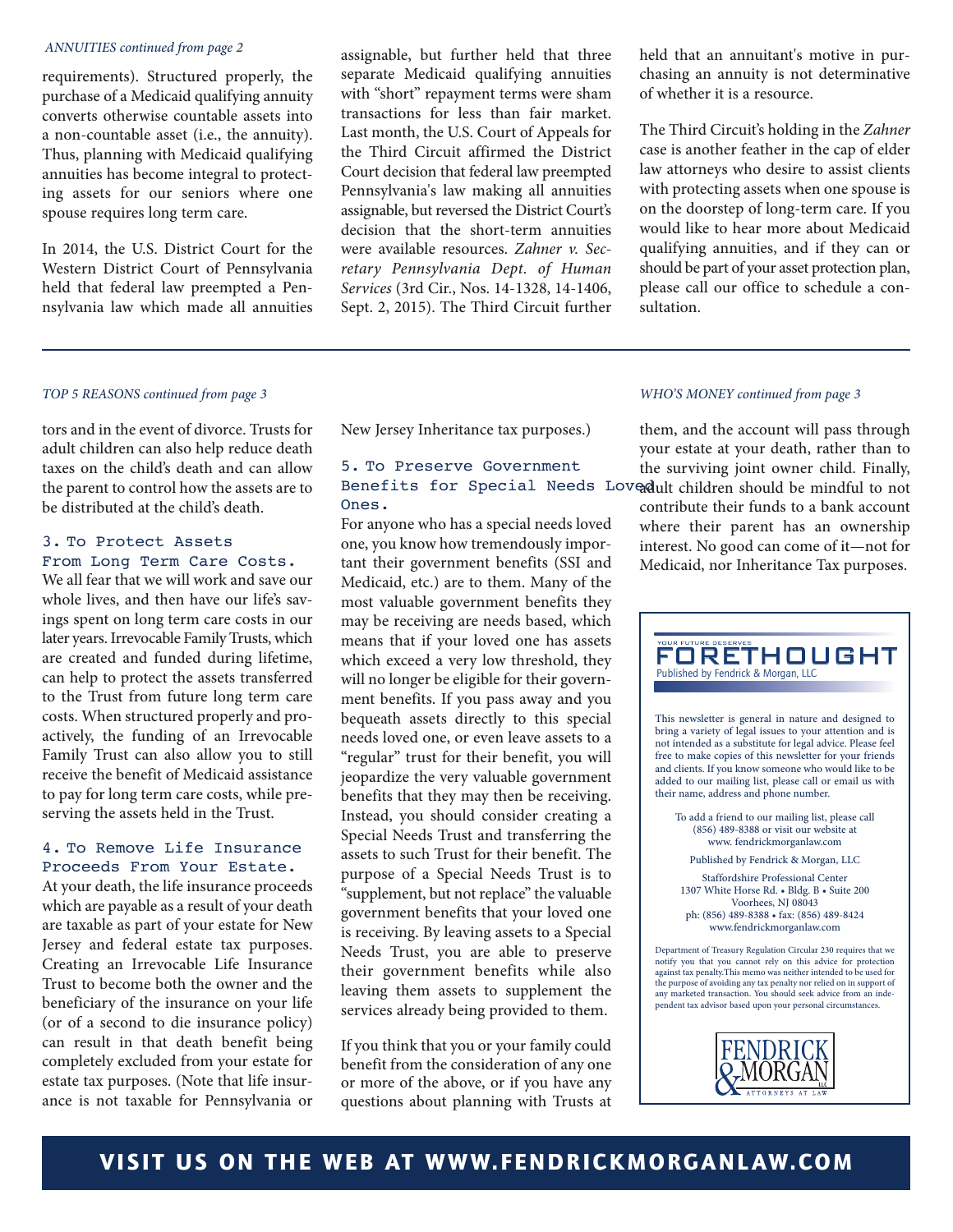*ANNUITIES continued from page 2*

requirements). Structured properly, the purchase of a Medicaid qualifying annuity converts otherwise countable assets into a non-countable asset (i.e., the annuity). Thus, planning with Medicaid qualifying annuities has become integral to protecting assets for our seniors where one spouse requires long term care.

In 2014, the U.S. District Court for the Western District Court of Pennsylvania held that federal law preempted a Pennsylvania law which made all annuities assignable, but further held that three separate Medicaid qualifying annuities with "short" repayment terms were sham transactions for less than fair market. Last month, the U.S. Court of Appeals for the Third Circuit affirmed the District Court decision that federal law preempted Pennsylvania's law making all annuities assignable, but reversed the District Court's decision that the short-term annuities were available resources. *Zahner v. Secretary Pennsylvania Dept. of Human Services* (3rd Cir., Nos. 14-1328, 14-1406, Sept. 2, 2015). The Third Circuit further held that an annuitant's motive in purchasing an annuity is not determinative of whether it is a resource.

The Third Circuit's holding in the *Zahner* case is another feather in the cap of elder law attorneys who desire to assist clients with protecting assets when one spouse is on the doorstep of long-term care. If you would like to hear more about Medicaid qualifying annuities, and if they can or should be part of your asset protection plan, please call our office to schedule a consultation.

---

*TOP 5 REASONS continued from page 3*

tors and in the event of divorce. Trusts for adult children can also help reduce death taxes on the child's death and can allow the parent to control how the assets are to be distributed at the child's death.

### 3. To Protect Assets From Long Term Care Costs.

We all fear that we will work and save our whole lives, and then have our life's savings spent on long term care costs in our later years. Irrevocable Family Trusts, which are created and funded during lifetime, can help to protect the assets transferred to the Trust from future long term care costs. When structured properly and proactively, the funding of an Irrevocable Family Trust can also allow you to still receive the benefit of Medicaid assistance to pay for long term care costs, while preserving the assets held in the Trust.

### 4. To Remove Life Insurance Proceeds From Your Estate.

At your death, the life insurance proceeds which are payable as a result of your death are taxable as part of your estate for New Jersey and federal estate tax purposes. Creating an Irrevocable Life Insurance Trust to become both the owner and the beneficiary of the insurance on your life (or of a second to die insurance policy) can result in that death benefit being completely excluded from your estate for estate tax purposes. (Note that life insurance is not taxable for Pennsylvania or New Jersey Inheritance tax purposes.)

### 5. To Preserve Government Benefits for Special Needs Loved Ones.

For anyone who has a special needs loved one, you know how tremendously important their government benefits (SSI and Medicaid, etc.) are to them. Many of the most valuable government benefits they may be receiving are needs based, which means that if your loved one has assets which exceed a very low threshold, they will no longer be eligible for their government benefits. If you pass away and you bequeath assets directly to this special needs loved one, or even leave assets to a "regular" trust for their benefit, you will jeopardize the very valuable government benefits that they may then be receiving. Instead, you should consider creating a Special Needs Trust and transferring the assets to such Trust for their benefit. The purpose of a Special Needs Trust is to "supplement, but not replace" the valuable government benefits that your loved one is receiving. By leaving assets to a Special Needs Trust, you are able to preserve their government benefits while also leaving them assets to supplement the services already being provided to them.

If you think that you or your family could benefit from the consideration of any one or more of the above, or if you have any questions about planning with Trusts at

---

*WHO'S MONEY continued from page 3*

them, and the account will pass through your estate at your death, rather than to the surviving joint owner child. Finally, adult children should be mindful to not contribute their funds to a bank account where their parent has an ownership interest. No good can come of it—not for Medicaid, nor Inheritance Tax purposes.

---

YOUR FUTURE DESERVES

**FORETHOUGHT**

Published by Fendrick & Morgan, LLC

This newsletter is general in nature and designed to bring a variety of legal issues to your attention and is not intended as a substitute for legal advice. Please feel free to make copies of this newsletter for your friends and clients. If you know someone who would like to be added to our mailing list, please call or email us with their name, address and phone number.

To add a friend to our mailing list, please call (856) 489-8388 or visit our website at www. fendrickmorganlaw.com

Published by Fendrick & Morgan, LLC

Staffordshire Professional Center
1307 White Horse Rd. • Bldg. B • Suite 200
Voorhees, NJ 08043
ph: (856) 489-8388 • fax: (856) 489-8424
www.fendrickmorganlaw.com

Department of Treasury Regulation Circular 230 requires that we notify you that you cannot rely on this advice for protection against tax penalty.This memo was neither intended to be used for the purpose of avoiding any tax penalty nor relied on in support of any marketed transaction. You should seek advice from an independent tax advisor based upon your personal circumstances.

FENDRICK & MORGAN LLC
ATTORNEYS AT LAW

**VISIT US ON THE WEB AT WWW.FENDRICKMORGANLAW.COM**